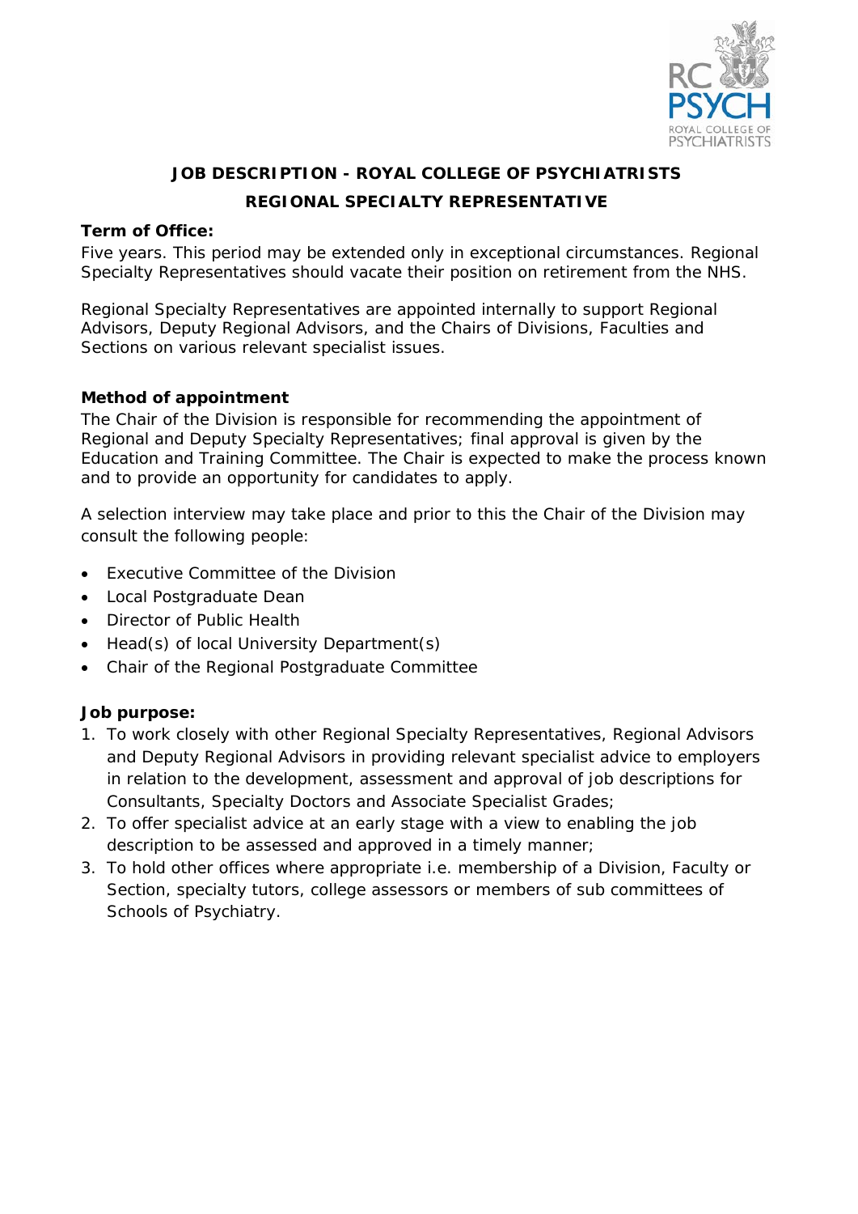# JOB DESCRIPTION - ROYAL COLLEGE OF PSYCHIATRISTS

## REGIONAL SPECIALTY REPRESENTATIVE

**Term of Office:**
Five years. This period may be extended only in exceptional circumstances. Regional Specialty Representatives should vacate their position on retirement from the NHS.

Regional Specialty Representatives are appointed internally to support Regional Advisors, Deputy Regional Advisors, and the Chairs of Divisions, Faculties and Sections on various relevant specialist issues.

**Method of appointment**
The Chair of the Division is responsible for recommending the appointment of Regional and Deputy Specialty Representatives; final approval is given by the Education and Training Committee. The Chair is expected to make the process known and to provide an opportunity for candidates to apply.

A selection interview may take place and prior to this the Chair of the Division may consult the following people:

- Executive Committee of the Division
- Local Postgraduate Dean
- Director of Public Health
- Head(s) of local University Department(s)
- Chair of the Regional Postgraduate Committee

**Job purpose:**

1. To work closely with other Regional Specialty Representatives, Regional Advisors and Deputy Regional Advisors in providing relevant specialist advice to employers in relation to the development, assessment and approval of job descriptions for Consultants, Specialty Doctors and Associate Specialist Grades;
2. To offer specialist advice at an early stage with a view to enabling the job description to be assessed and approved in a timely manner;
3. To hold other offices where appropriate i.e. membership of a Division, Faculty or Section, specialty tutors, college assessors or members of sub committees of Schools of Psychiatry.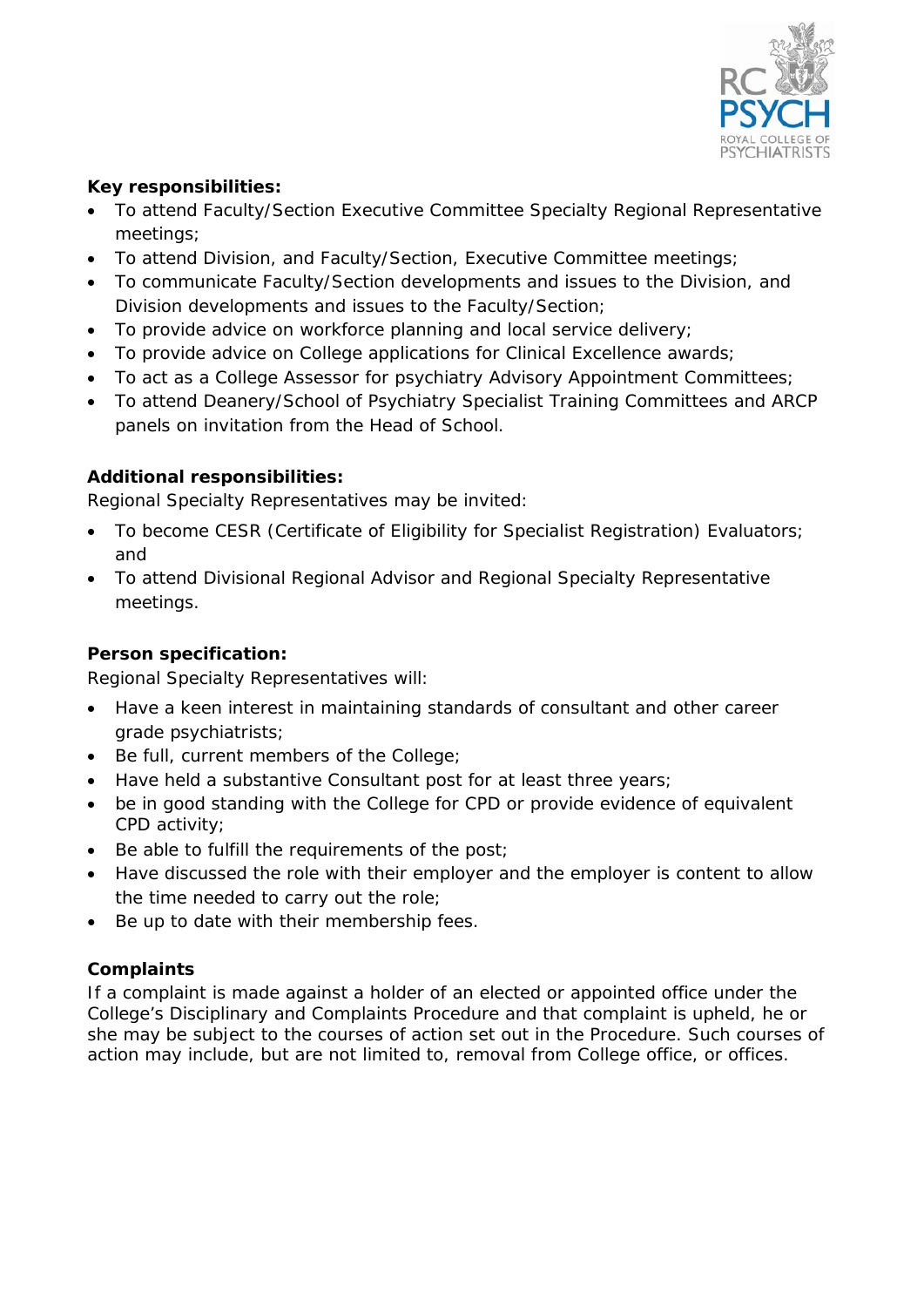**Key responsibilities:**

- To attend Faculty/Section Executive Committee Specialty Regional Representative meetings;
- To attend Division, and Faculty/Section, Executive Committee meetings;
- To communicate Faculty/Section developments and issues to the Division, and Division developments and issues to the Faculty/Section;
- To provide advice on workforce planning and local service delivery;
- To provide advice on College applications for Clinical Excellence awards;
- To act as a College Assessor for psychiatry Advisory Appointment Committees;
- To attend Deanery/School of Psychiatry Specialist Training Committees and ARCP panels on invitation from the Head of School.

**Additional responsibilities:**

Regional Specialty Representatives may be invited:

- To become CESR (Certificate of Eligibility for Specialist Registration) Evaluators; and
- To attend Divisional Regional Advisor and Regional Specialty Representative meetings.

**Person specification:**

Regional Specialty Representatives will:

- Have a keen interest in maintaining standards of consultant and other career grade psychiatrists;
- Be full, current members of the College;
- Have held a substantive Consultant post for at least three years;
- be in good standing with the College for CPD or provide evidence of equivalent CPD activity;
- Be able to fulfill the requirements of the post;
- Have discussed the role with their employer and the employer is content to allow the time needed to carry out the role;
- Be up to date with their membership fees.

**Complaints**

If a complaint is made against a holder of an elected or appointed office under the College's Disciplinary and Complaints Procedure and that complaint is upheld, he or she may be subject to the courses of action set out in the Procedure. Such courses of action may include, but are not limited to, removal from College office, or offices.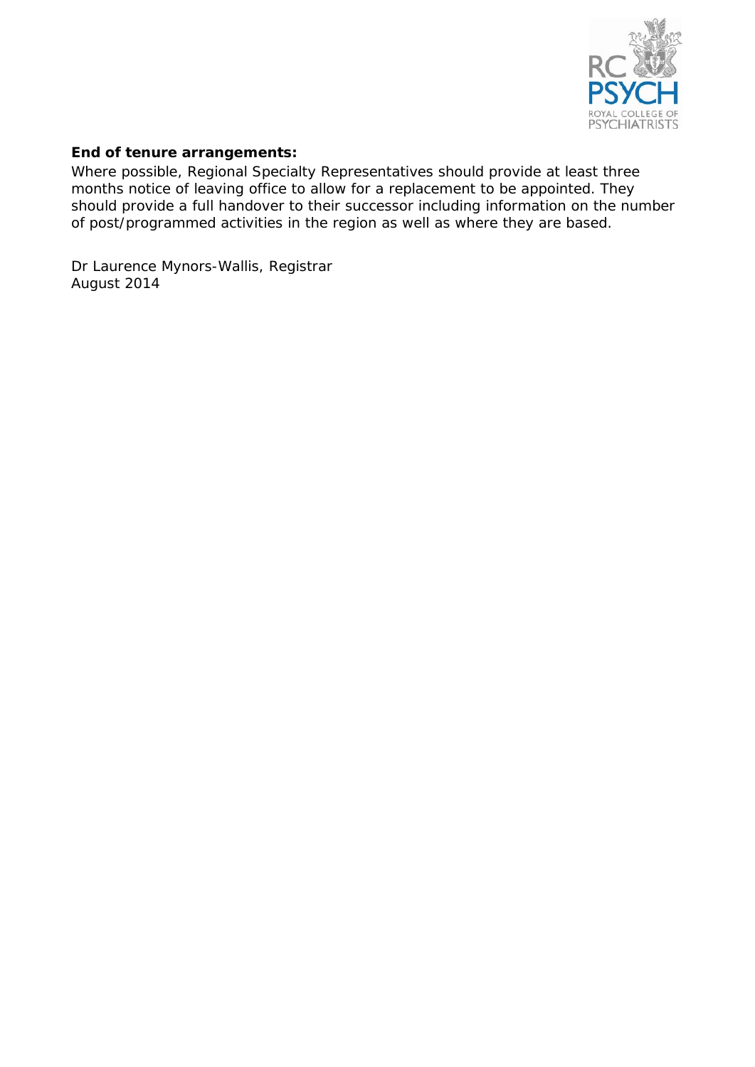**End of tenure arrangements:**

Where possible, Regional Specialty Representatives should provide at least three months notice of leaving office to allow for a replacement to be appointed. They should provide a full handover to their successor including information on the number of post/programmed activities in the region as well as where they are based.

Dr Laurence Mynors-Wallis, Registrar
August 2014